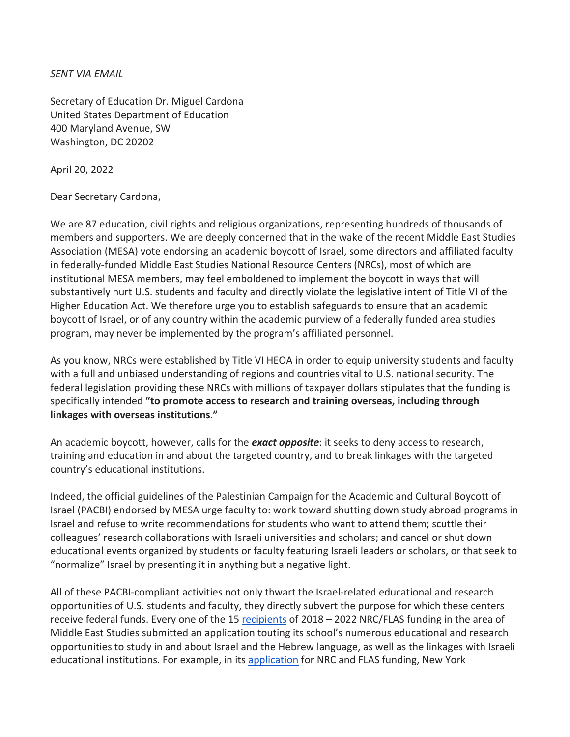*SENT VIA EMAIL*

Secretary of Education Dr. Miguel Cardona
United States Department of Education
400 Maryland Avenue, SW
Washington, DC 20202

April 20, 2022

Dear Secretary Cardona,

We are 87 education, civil rights and religious organizations, representing hundreds of thousands of members and supporters. We are deeply concerned that in the wake of the recent Middle East Studies Association (MESA) vote endorsing an academic boycott of Israel, some directors and affiliated faculty in federally-funded Middle East Studies National Resource Centers (NRCs), most of which are institutional MESA members, may feel emboldened to implement the boycott in ways that will substantively hurt U.S. students and faculty and directly violate the legislative intent of Title VI of the Higher Education Act. We therefore urge you to establish safeguards to ensure that an academic boycott of Israel, or of any country within the academic purview of a federally funded area studies program, may never be implemented by the program's affiliated personnel.

As you know, NRCs were established by Title VI HEOA in order to equip university students and faculty with a full and unbiased understanding of regions and countries vital to U.S. national security. The federal legislation providing these NRCs with millions of taxpayer dollars stipulates that the funding is specifically intended **"to promote access to research and training overseas, including through linkages with overseas institutions."**

An academic boycott, however, calls for the ***exact opposite***: it seeks to deny access to research, training and education in and about the targeted country, and to break linkages with the targeted country's educational institutions.

Indeed, the official guidelines of the Palestinian Campaign for the Academic and Cultural Boycott of Israel (PACBI) endorsed by MESA urge faculty to: work toward shutting down study abroad programs in Israel and refuse to write recommendations for students who want to attend them; scuttle their colleagues' research collaborations with Israeli universities and scholars; and cancel or shut down educational events organized by students or faculty featuring Israeli leaders or scholars, or that seek to "normalize" Israel by presenting it in anything but a negative light.

All of these PACBI-compliant activities not only thwart the Israel-related educational and research opportunities of U.S. students and faculty, they directly subvert the purpose for which these centers receive federal funds. Every one of the 15 recipients of 2018 – 2022 NRC/FLAS funding in the area of Middle East Studies submitted an application touting its school's numerous educational and research opportunities to study in and about Israel and the Hebrew language, as well as the linkages with Israeli educational institutions. For example, in its application for NRC and FLAS funding, New York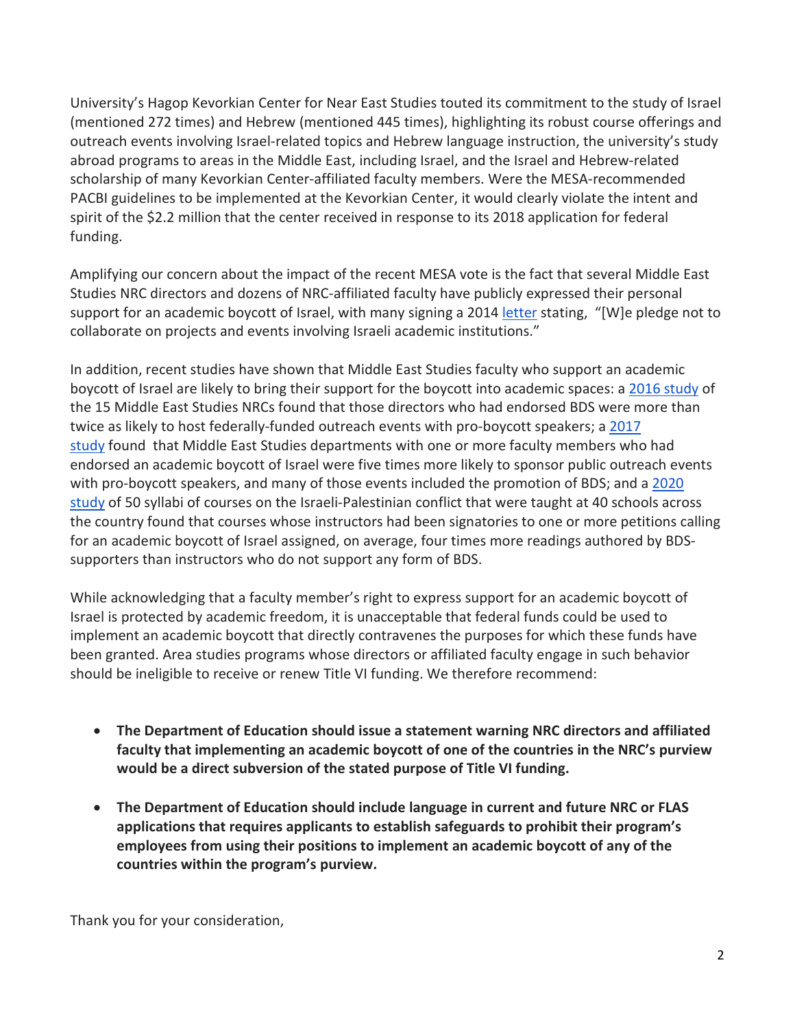University's Hagop Kevorkian Center for Near East Studies touted its commitment to the study of Israel (mentioned 272 times) and Hebrew (mentioned 445 times), highlighting its robust course offerings and outreach events involving Israel-related topics and Hebrew language instruction, the university's study abroad programs to areas in the Middle East, including Israel, and the Israel and Hebrew-related scholarship of many Kevorkian Center-affiliated faculty members. Were the MESA-recommended PACBI guidelines to be implemented at the Kevorkian Center, it would clearly violate the intent and spirit of the $2.2 million that the center received in response to its 2018 application for federal funding.

Amplifying our concern about the impact of the recent MESA vote is the fact that several Middle East Studies NRC directors and dozens of NRC-affiliated faculty have publicly expressed their personal support for an academic boycott of Israel, with many signing a 2014 letter stating, "[W]e pledge not to collaborate on projects and events involving Israeli academic institutions."

In addition, recent studies have shown that Middle East Studies faculty who support an academic boycott of Israel are likely to bring their support for the boycott into academic spaces: a 2016 study of the 15 Middle East Studies NRCs found that those directors who had endorsed BDS were more than twice as likely to host federally-funded outreach events with pro-boycott speakers; a 2017 study found that Middle East Studies departments with one or more faculty members who had endorsed an academic boycott of Israel were five times more likely to sponsor public outreach events with pro-boycott speakers, and many of those events included the promotion of BDS; and a 2020 study of 50 syllabi of courses on the Israeli-Palestinian conflict that were taught at 40 schools across the country found that courses whose instructors had been signatories to one or more petitions calling for an academic boycott of Israel assigned, on average, four times more readings authored by BDS-supporters than instructors who do not support any form of BDS.

While acknowledging that a faculty member's right to express support for an academic boycott of Israel is protected by academic freedom, it is unacceptable that federal funds could be used to implement an academic boycott that directly contravenes the purposes for which these funds have been granted. Area studies programs whose directors or affiliated faculty engage in such behavior should be ineligible to receive or renew Title VI funding. We therefore recommend:

- **The Department of Education should issue a statement warning NRC directors and affiliated faculty that implementing an academic boycott of one of the countries in the NRC's purview would be a direct subversion of the stated purpose of Title VI funding.**

- **The Department of Education should include language in current and future NRC or FLAS applications that requires applicants to establish safeguards to prohibit their program's employees from using their positions to implement an academic boycott of any of the countries within the program's purview.**

Thank you for your consideration,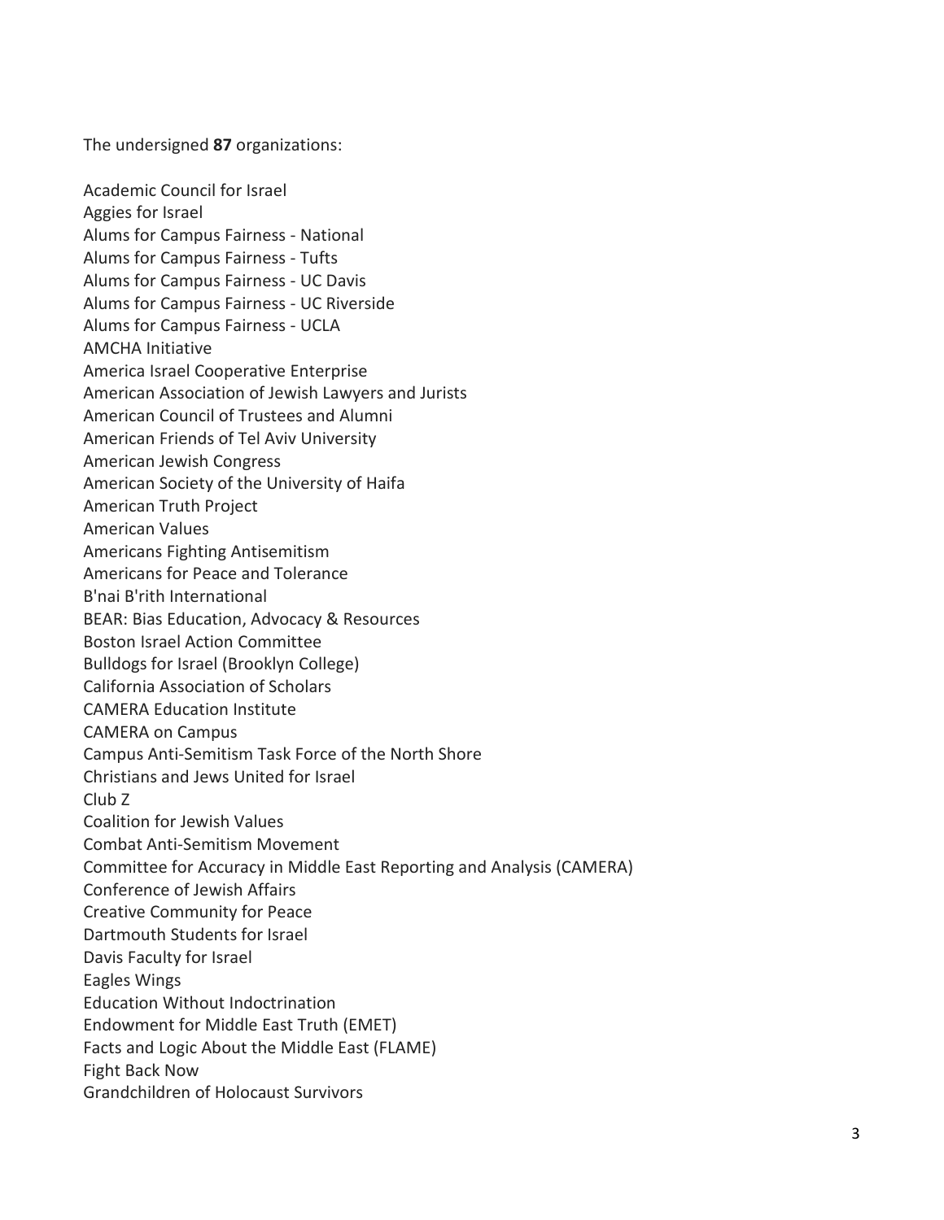The undersigned **87** organizations:

Academic Council for Israel
Aggies for Israel
Alums for Campus Fairness - National
Alums for Campus Fairness - Tufts
Alums for Campus Fairness - UC Davis
Alums for Campus Fairness - UC Riverside
Alums for Campus Fairness - UCLA
AMCHA Initiative
America Israel Cooperative Enterprise
American Association of Jewish Lawyers and Jurists
American Council of Trustees and Alumni
American Friends of Tel Aviv University
American Jewish Congress
American Society of the University of Haifa
American Truth Project
American Values
Americans Fighting Antisemitism
Americans for Peace and Tolerance
B'nai B'rith International
BEAR: Bias Education, Advocacy & Resources
Boston Israel Action Committee
Bulldogs for Israel (Brooklyn College)
California Association of Scholars
CAMERA Education Institute
CAMERA on Campus
Campus Anti-Semitism Task Force of the North Shore
Christians and Jews United for Israel
Club Z
Coalition for Jewish Values
Combat Anti-Semitism Movement
Committee for Accuracy in Middle East Reporting and Analysis (CAMERA)
Conference of Jewish Affairs
Creative Community for Peace
Dartmouth Students for Israel
Davis Faculty for Israel
Eagles Wings
Education Without Indoctrination
Endowment for Middle East Truth (EMET)
Facts and Logic About the Middle East (FLAME)
Fight Back Now
Grandchildren of Holocaust Survivors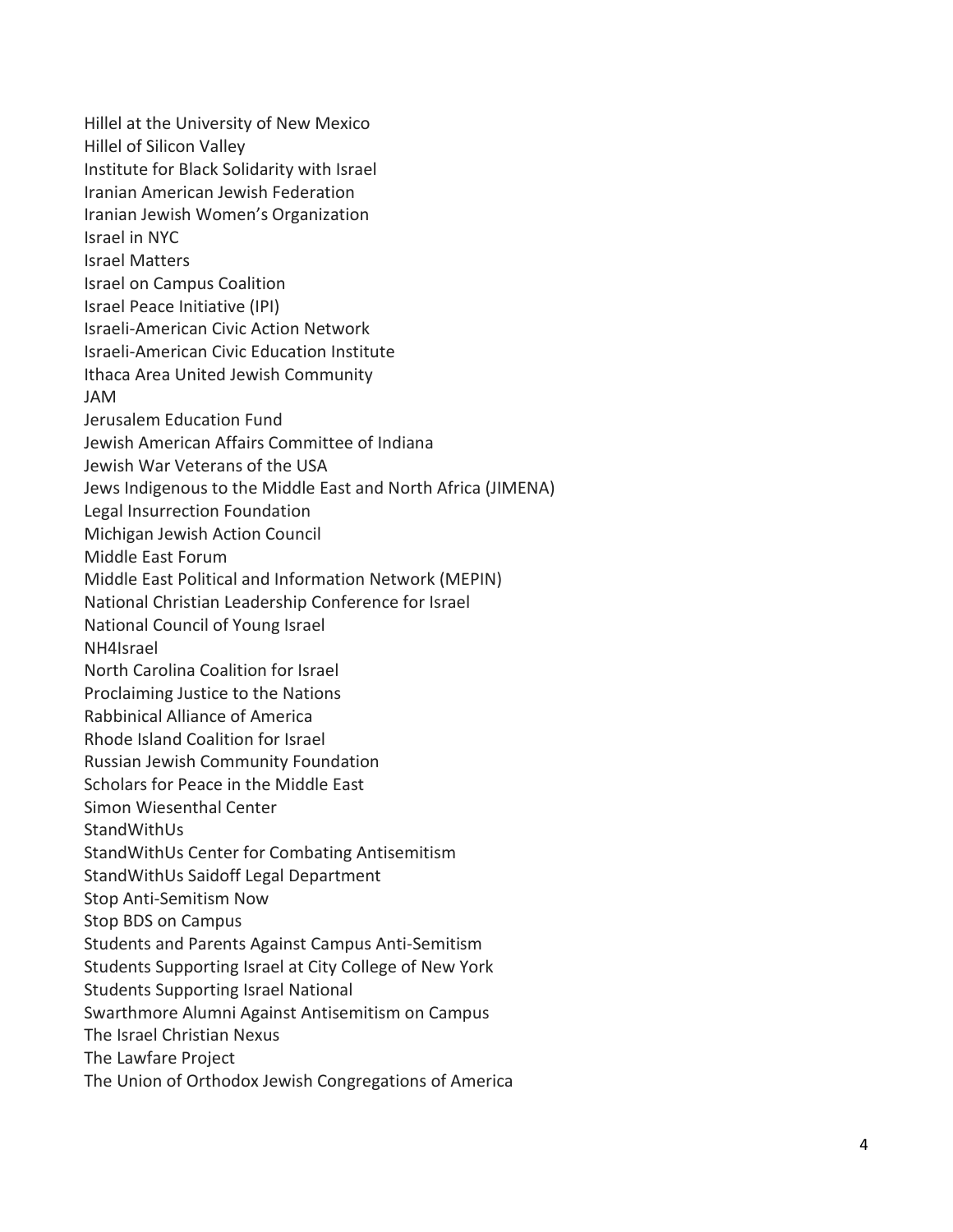Hillel at the University of New Mexico
Hillel of Silicon Valley
Institute for Black Solidarity with Israel
Iranian American Jewish Federation
Iranian Jewish Women's Organization
Israel in NYC
Israel Matters
Israel on Campus Coalition
Israel Peace Initiative (IPI)
Israeli-American Civic Action Network
Israeli-American Civic Education Institute
Ithaca Area United Jewish Community
JAM
Jerusalem Education Fund
Jewish American Affairs Committee of Indiana
Jewish War Veterans of the USA
Jews Indigenous to the Middle East and North Africa (JIMENA)
Legal Insurrection Foundation
Michigan Jewish Action Council
Middle East Forum
Middle East Political and Information Network (MEPIN)
National Christian Leadership Conference for Israel
National Council of Young Israel
NH4Israel
North Carolina Coalition for Israel
Proclaiming Justice to the Nations
Rabbinical Alliance of America
Rhode Island Coalition for Israel
Russian Jewish Community Foundation
Scholars for Peace in the Middle East
Simon Wiesenthal Center
StandWithUs
StandWithUs Center for Combating Antisemitism
StandWithUs Saidoff Legal Department
Stop Anti-Semitism Now
Stop BDS on Campus
Students and Parents Against Campus Anti-Semitism
Students Supporting Israel at City College of New York
Students Supporting Israel National
Swarthmore Alumni Against Antisemitism on Campus
The Israel Christian Nexus
The Lawfare Project
The Union of Orthodox Jewish Congregations of America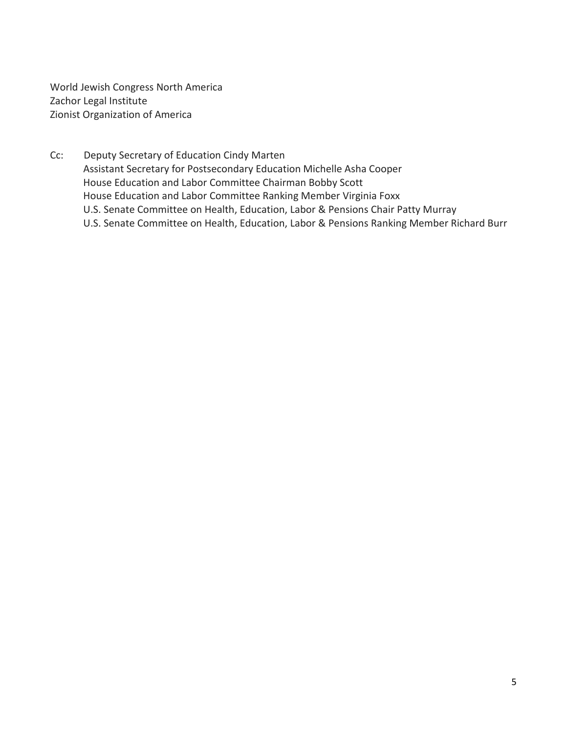World Jewish Congress North America
Zachor Legal Institute
Zionist Organization of America

Cc: Deputy Secretary of Education Cindy Marten
Assistant Secretary for Postsecondary Education Michelle Asha Cooper
House Education and Labor Committee Chairman Bobby Scott
House Education and Labor Committee Ranking Member Virginia Foxx
U.S. Senate Committee on Health, Education, Labor & Pensions Chair Patty Murray
U.S. Senate Committee on Health, Education, Labor & Pensions Ranking Member Richard Burr